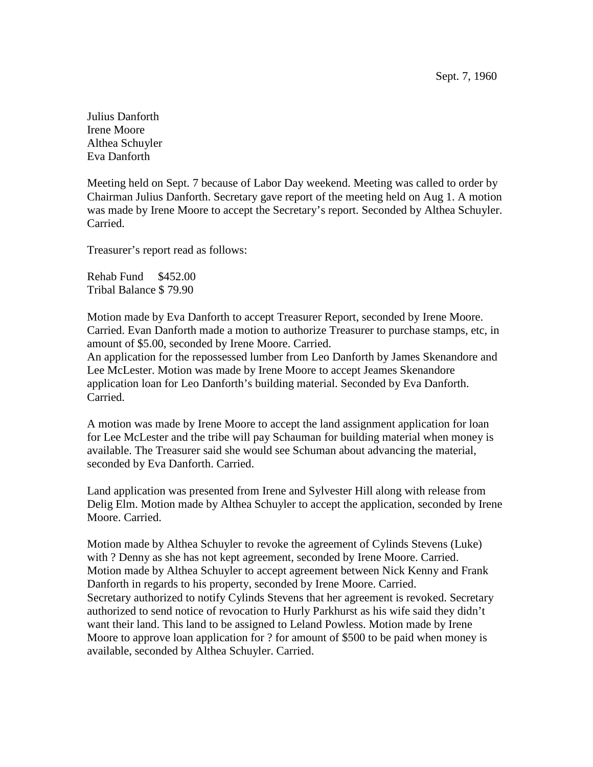Sept. 7, 1960

Julius Danforth
Irene Moore
Althea Schuyler
Eva Danforth

Meeting held on Sept. 7 because of Labor Day weekend. Meeting was called to order by Chairman Julius Danforth. Secretary gave report of the meeting held on Aug 1. A motion was made by Irene Moore to accept the Secretary's report. Seconded by Althea Schuyler. Carried.

Treasurer's report read as follows:

Rehab Fund $452.00
Tribal Balance $ 79.90

Motion made by Eva Danforth to accept Treasurer Report, seconded by Irene Moore. Carried. Evan Danforth made a motion to authorize Treasurer to purchase stamps, etc, in amount of $5.00, seconded by Irene Moore. Carried.
An application for the repossessed lumber from Leo Danforth by James Skenandore and Lee McLester. Motion was made by Irene Moore to accept Jeames Skenandore application loan for Leo Danforth's building material. Seconded by Eva Danforth. Carried.

A motion was made by Irene Moore to accept the land assignment application for loan for Lee McLester and the tribe will pay Schauman for building material when money is available. The Treasurer said she would see Schuman about advancing the material, seconded by Eva Danforth. Carried.

Land application was presented from Irene and Sylvester Hill along with release from Delig Elm. Motion made by Althea Schuyler to accept the application, seconded by Irene Moore. Carried.

Motion made by Althea Schuyler to revoke the agreement of Cylinds Stevens (Luke) with ? Denny as she has not kept agreement, seconded by Irene Moore. Carried.
Motion made by Althea Schuyler to accept agreement between Nick Kenny and Frank Danforth in regards to his property, seconded by Irene Moore. Carried.
Secretary authorized to notify Cylinds Stevens that her agreement is revoked. Secretary authorized to send notice of revocation to Hurly Parkhurst as his wife said they didn't want their land. This land to be assigned to Leland Powless. Motion made by Irene Moore to approve loan application for ? for amount of $500 to be paid when money is available, seconded by Althea Schuyler. Carried.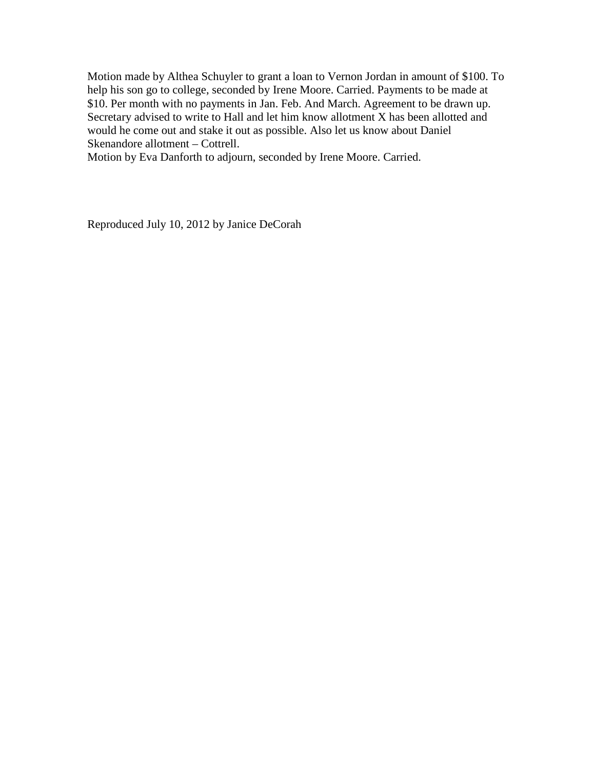Motion made by Althea Schuyler to grant a loan to Vernon Jordan in amount of $100. To help his son go to college, seconded by Irene Moore. Carried. Payments to be made at $10. Per month with no payments in Jan. Feb. And March. Agreement to be drawn up.
Secretary advised to write to Hall and let him know allotment X has been allotted and would he come out and stake it out as possible. Also let us know about Daniel Skenandore allotment – Cottrell.
Motion by Eva Danforth to adjourn, seconded by Irene Moore. Carried.

Reproduced July 10, 2012 by Janice DeCorah